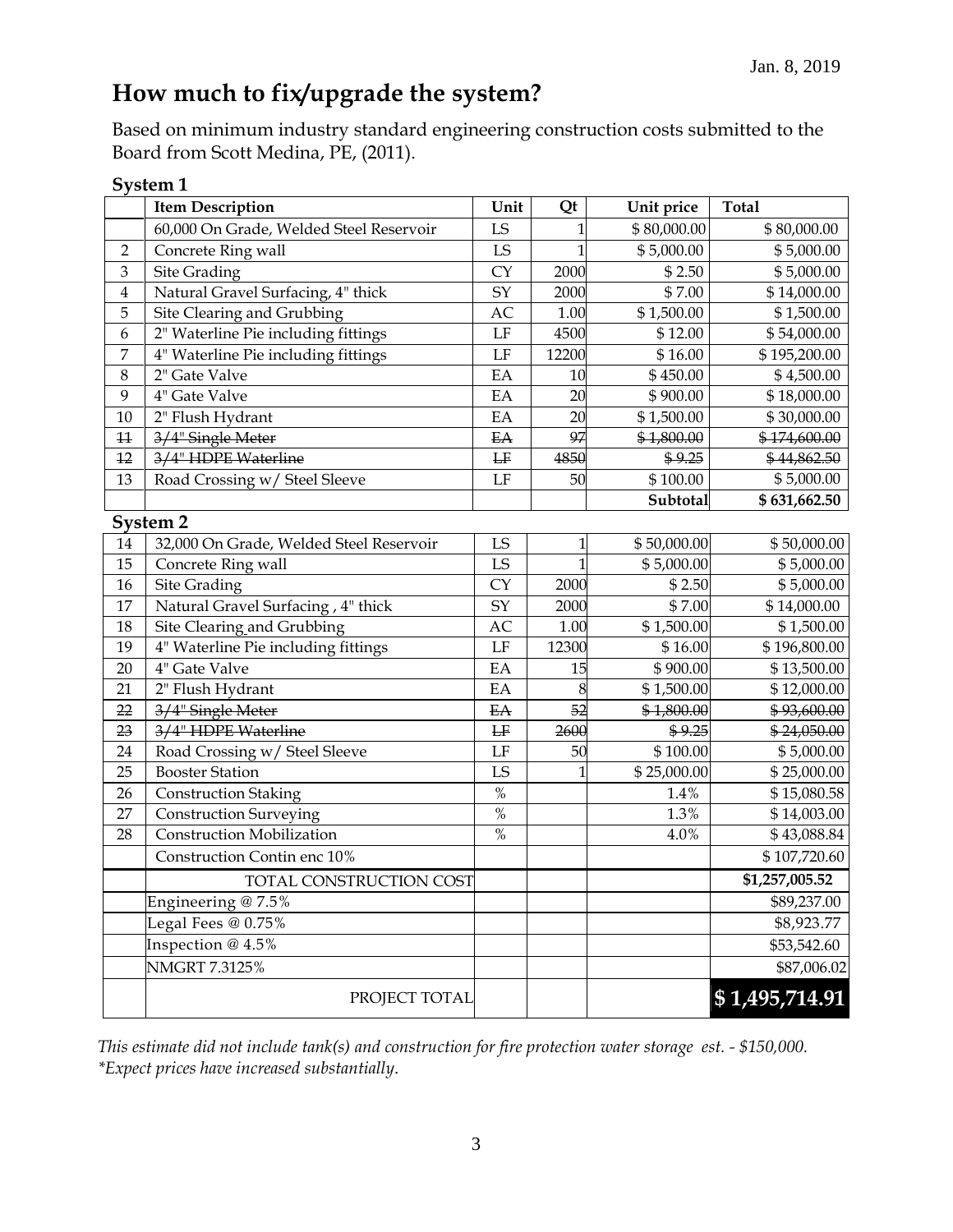Jan. 8, 2019

# How much to fix/upgrade the system?

Based on minimum industry standard engineering construction costs submitted to the Board from Scott Medina, PE, (2011).

**System 1**

| | Item Description | Unit | Qt | Unit price | Total |
|---|---|---|---|---|---|
| | 60,000 On Grade, Welded Steel Reservoir | LS | 1 | $ 80,000.00 | $ 80,000.00 |
| 2 | Concrete Ring wall | LS | 1 | $ 5,000.00 | $ 5,000.00 |
| 3 | Site Grading | CY | 2000 | $ 2.50 | $ 5,000.00 |
| 4 | Natural Gravel Surfacing, 4" thick | SY | 2000 | $ 7.00 | $ 14,000.00 |
| 5 | Site Clearing and Grubbing | AC | 1.00 | $ 1,500.00 | $ 1,500.00 |
| 6 | 2" Waterline Pie including fittings | LF | 4500 | $ 12.00 | $ 54,000.00 |
| 7 | 4" Waterline Pie including fittings | LF | 12200 | $ 16.00 | $ 195,200.00 |
| 8 | 2" Gate Valve | EA | 10 | $ 450.00 | $ 4,500.00 |
| 9 | 4" Gate Valve | EA | 20 | $ 900.00 | $ 18,000.00 |
| 10 | 2" Flush Hydrant | EA | 20 | $ 1,500.00 | $ 30,000.00 |
| ~~11~~ | ~~3/4" Single Meter~~ | ~~EA~~ | ~~97~~ | ~~$ 1,800.00~~ | ~~$ 174,600.00~~ |
| ~~12~~ | ~~3/4" HDPE Waterline~~ | ~~LF~~ | ~~4850~~ | ~~$ 9.25~~ | ~~$ 44,862.50~~ |
| 13 | Road Crossing w/ Steel Sleeve | LF | 50 | $ 100.00 | $ 5,000.00 |
| | | | | **Subtotal** | **$ 631,662.50** |

**System 2**

| | Item Description | Unit | Qt | Unit price | Total |
|---|---|---|---|---|---|
| 14 | 32,000 On Grade, Welded Steel Reservoir | LS | 1 | $ 50,000.00 | $ 50,000.00 |
| 15 | Concrete Ring wall | LS | 1 | $ 5,000.00 | $ 5,000.00 |
| 16 | Site Grading | CY | 2000 | $ 2.50 | $ 5,000.00 |
| 17 | Natural Gravel Surfacing , 4" thick | SY | 2000 | $ 7.00 | $ 14,000.00 |
| 18 | Site Clearing and Grubbing | AC | 1.00 | $ 1,500.00 | $ 1,500.00 |
| 19 | 4" Waterline Pie including fittings | LF | 12300 | $ 16.00 | $ 196,800.00 |
| 20 | 4" Gate Valve | EA | 15 | $ 900.00 | $ 13,500.00 |
| 21 | 2" Flush Hydrant | EA | 8 | $ 1,500.00 | $ 12,000.00 |
| ~~22~~ | ~~3/4" Single Meter~~ | ~~EA~~ | ~~52~~ | ~~$ 1,800.00~~ | ~~$ 93,600.00~~ |
| ~~23~~ | ~~3/4" HDPE Waterline~~ | ~~LF~~ | ~~2600~~ | ~~$ 9.25~~ | ~~$ 24,050.00~~ |
| 24 | Road Crossing w/ Steel Sleeve | LF | 50 | $ 100.00 | $ 5,000.00 |
| 25 | Booster Station | LS | 1 | $ 25,000.00 | $ 25,000.00 |
| 26 | Construction Staking | % | | 1.4% | $ 15,080.58 |
| 27 | Construction Surveying | % | | 1.3% | $ 14,003.00 |
| 28 | Construction Mobilization | % | | 4.0% | $ 43,088.84 |
| | Construction Contin enc 10% | | | | $ 107,720.60 |
| | TOTAL CONSTRUCTION COST | | | | **$1,257,005.52** |
| | Engineering @ 7.5% | | | | $89,237.00 |
| | Legal Fees @ 0.75% | | | | $8,923.77 |
| | Inspection @ 4.5% | | | | $53,542.60 |
| | NMGRT 7.3125% | | | | $87,006.02 |
| | PROJECT TOTAL | | | | **$ 1,495,714.91** |

*This estimate did not include tank(s) and construction for fire protection water storage est. - $150,000.*
*\*Expect prices have increased substantially.*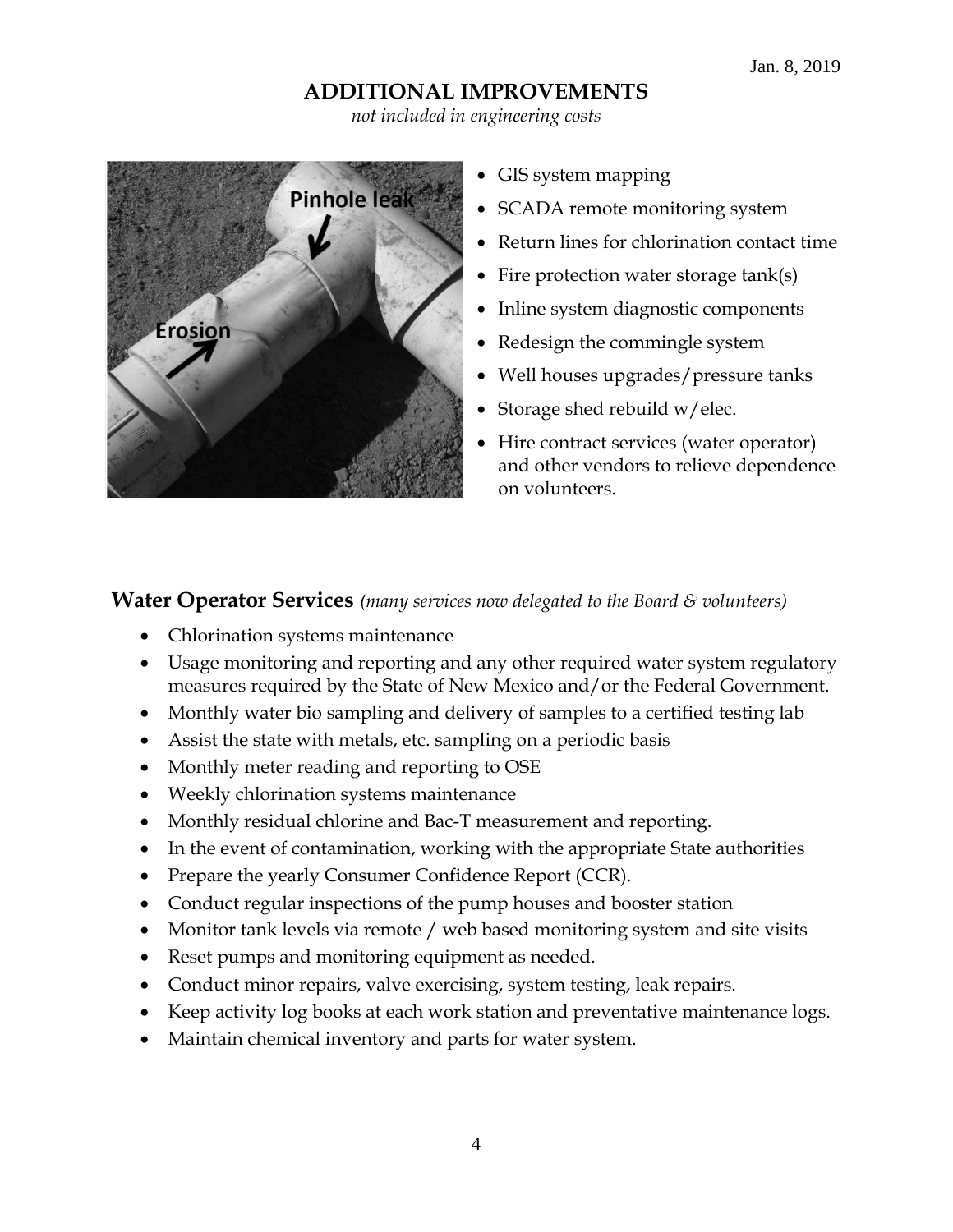Jan. 8, 2019

# ADDITIONAL IMPROVEMENTS

*not included in engineering costs*

- GIS system mapping
- SCADA remote monitoring system
- Return lines for chlorination contact time
- Fire protection water storage tank(s)
- Inline system diagnostic components
- Redesign the commingle system
- Well houses upgrades/pressure tanks
- Storage shed rebuild w/elec.
- Hire contract services (water operator) and other vendors to relieve dependence on volunteers.

## Water Operator Services *(many services now delegated to the Board & volunteers)*

- Chlorination systems maintenance
- Usage monitoring and reporting and any other required water system regulatory measures required by the State of New Mexico and/or the Federal Government.
- Monthly water bio sampling and delivery of samples to a certified testing lab
- Assist the state with metals, etc. sampling on a periodic basis
- Monthly meter reading and reporting to OSE
- Weekly chlorination systems maintenance
- Monthly residual chlorine and Bac-T measurement and reporting.
- In the event of contamination, working with the appropriate State authorities
- Prepare the yearly Consumer Confidence Report (CCR).
- Conduct regular inspections of the pump houses and booster station
- Monitor tank levels via remote / web based monitoring system and site visits
- Reset pumps and monitoring equipment as needed.
- Conduct minor repairs, valve exercising, system testing, leak repairs.
- Keep activity log books at each work station and preventative maintenance logs.
- Maintain chemical inventory and parts for water system.